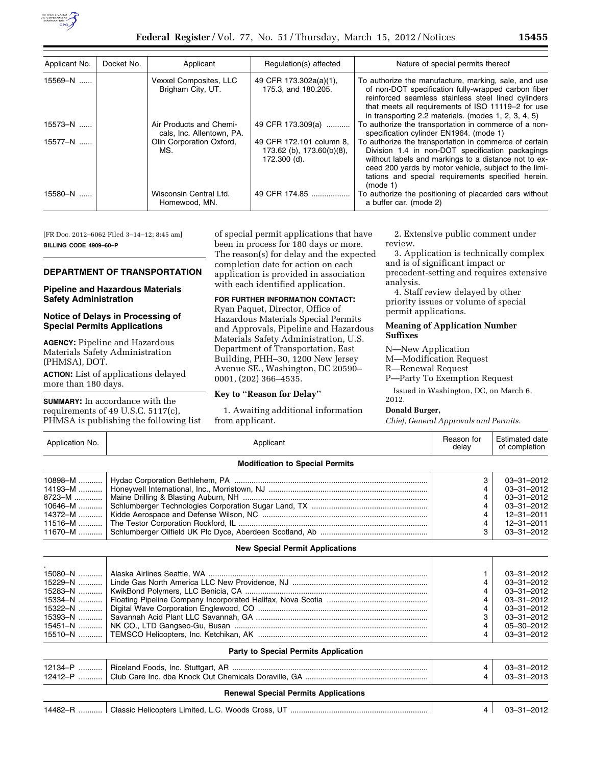| Applicant No. | Docket No. | Applicant | Regulation(s) affected | Nature of special permits thereof |
|---|---|---|---|---|
| 15569–N ...... | | Vexxel Composites, LLC Brigham City, UT. | 49 CFR 173.302a(a)(1), 175.3, and 180.205. | To authorize the manufacture, marking, sale, and use of non-DOT specification fully-wrapped carbon fiber reinforced seamless stainless steel lined cylinders that meets all requirements of ISO 11119–2 for use in transporting 2.2 materials. (modes 1, 2, 3, 4, 5) |
| 15573–N ...... | | Air Products and Chemicals, Inc. Allentown, PA. | 49 CFR 173.309(a) ........... | To authorize the transportation in commerce of a non-specification cylinder EN1964. (mode 1) |
| 15577–N ...... | | Olin Corporation Oxford, MS. | 49 CFR 172.101 column 8, 173.62 (b), 173.60(b)(8), 172.300 (d). | To authorize the transportation in commerce of certain Division 1.4 in non-DOT specification packagings without labels and markings to a distance not to exceed 200 yards by motor vehicle, subject to the limitations and special requirements specified herein. (mode 1) |
| 15580–N ...... | | Wisconsin Central Ltd. Homewood, MN. | 49 CFR 174.85 .................. | To authorize the positioning of placarded cars without a buffer car. (mode 2) |

[FR Doc. 2012–6062 Filed 3–14–12; 8:45 am]

**BILLING CODE 4909–60–P**

## DEPARTMENT OF TRANSPORTATION

### Pipeline and Hazardous Materials Safety Administration

### Notice of Delays in Processing of Special Permits Applications

**AGENCY:** Pipeline and Hazardous Materials Safety Administration (PHMSA), DOT.

**ACTION:** List of applications delayed more than 180 days.

**SUMMARY:** In accordance with the requirements of 49 U.S.C. 5117(c), PHMSA is publishing the following list of special permit applications that have been in process for 180 days or more. The reason(s) for delay and the expected completion date for action on each application is provided in association with each identified application.

**FOR FURTHER INFORMATION CONTACT:** Ryan Paquet, Director, Office of Hazardous Materials Special Permits and Approvals, Pipeline and Hazardous Materials Safety Administration, U.S. Department of Transportation, East Building, PHH–30, 1200 New Jersey Avenue SE., Washington, DC 20590–0001, (202) 366–4535.

### Key to "Reason for Delay"

1. Awaiting additional information from applicant.

2. Extensive public comment under review.

3. Application is technically complex and is of significant impact or precedent-setting and requires extensive analysis.

4. Staff review delayed by other priority issues or volume of special permit applications.

### Meaning of Application Number Suffixes

N—New Application
M—Modification Request
R—Renewal Request
P—Party To Exemption Request

Issued in Washington, DC, on March 6, 2012.

**Donald Burger,**

*Chief, General Approvals and Permits.*

| Application No. | Applicant | Reason for delay | Estimated date of completion |
|---|---|---|---|
| **Modification to Special Permits** | | | |
| 10898–M ........... | Hydac Corporation Bethlehem, PA | 3 | 03–31–2012 |
| 14193–M ........... | Honeywell International, Inc., Morristown, NJ | 4 | 03–31–2012 |
| 8723–M ............. | Maine Drilling & Blasting Auburn, NH | 4 | 03–31–2012 |
| 10646–M ........... | Schlumberger Technologies Corporation Sugar Land, TX | 4 | 03–31–2012 |
| 14372–M ........... | Kidde Aerospace and Defense Wilson, NC | 4 | 12–31–2011 |
| 11516–M ........... | The Testor Corporation Rockford, IL | 4 | 12–31–2011 |
| 11670–M ........... | Schlumberger Oilfield UK Plc Dyce, Aberdeen Scotland, Ab | 3 | 03–31–2012 |
| **New Special Permit Applications** | | | |
| 15080–N ........... | Alaska Airlines Seattle, WA | 1 | 03–31–2012 |
| 15229–N ........... | Linde Gas North America LLC New Providence, NJ | 4 | 03–31–2012 |
| 15283–N ........... | KwikBond Polymers, LLC Benicia, CA | 4 | 03–31–2012 |
| 15334–N ........... | Floating Pipeline Company Incorporated Halifax, Nova Scotia | 4 | 03–31–2012 |
| 15322–N ........... | Digital Wave Corporation Englewood, CO | 4 | 03–31–2012 |
| 15393–N ........... | Savannah Acid Plant LLC Savannah, GA | 3 | 03–31–2012 |
| 15451–N ........... | NK CO., LTD Gangseo-Gu, Busan | 4 | 05–30–2012 |
| 15510–N ........... | TEMSCO Helicopters, Inc. Ketchikan, AK | 4 | 03–31–2012 |
| **Party to Special Permits Application** | | | |
| 12134–P ........... | Riceland Foods, Inc. Stuttgart, AR | 4 | 03–31–2012 |
| 12412–P ........... | Club Care Inc. dba Knock Out Chemicals Doraville, GA | 4 | 03–31–2013 |
| **Renewal Special Permits Applications** | | | |
| 14482–R ........... | Classic Helicopters Limited, L.C. Woods Cross, UT | 4 | 03–31–2012 |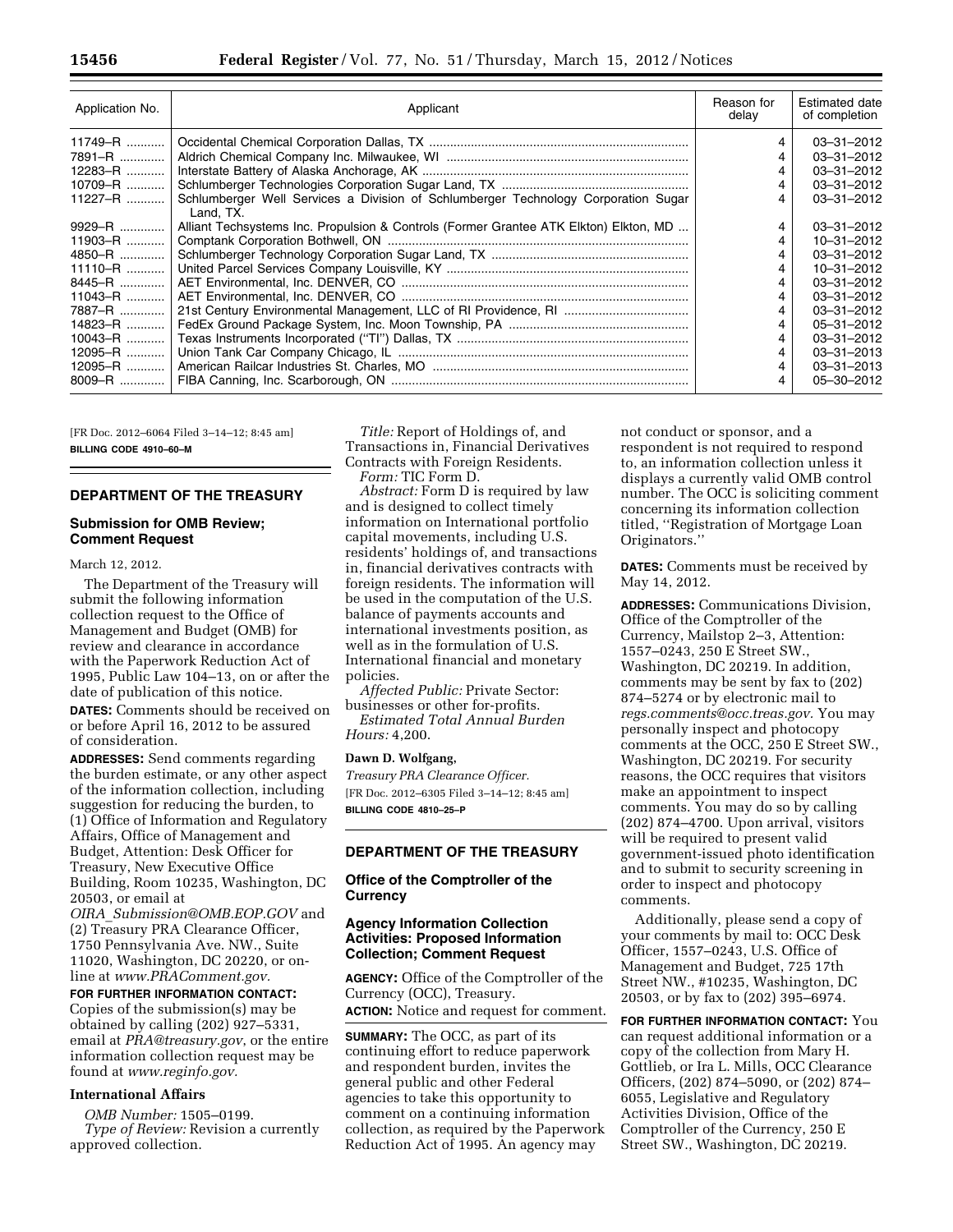| Application No. | Applicant | Reason for delay | Estimated date of completion |
| --- | --- | --- | --- |
| 11749–R | Occidental Chemical Corporation Dallas, TX | 4 | 03–31–2012 |
| 7891–R | Aldrich Chemical Company Inc. Milwaukee, WI | 4 | 03–31–2012 |
| 12283–R | Interstate Battery of Alaska Anchorage, AK | 4 | 03–31–2012 |
| 10709–R | Schlumberger Technologies Corporation Sugar Land, TX | 4 | 03–31–2012 |
| 11227–R | Schlumberger Well Services a Division of Schlumberger Technology Corporation Sugar Land, TX. | 4 | 03–31–2012 |
| 9929–R | Alliant Techsystems Inc. Propulsion & Controls (Former Grantee ATK Elkton) Elkton, MD | 4 | 03–31–2012 |
| 11903–R | Comptank Corporation Bothwell, ON | 4 | 10–31–2012 |
| 4850–R | Schlumberger Technology Corporation Sugar Land, TX | 4 | 03–31–2012 |
| 11110–R | United Parcel Services Company Louisville, KY | 4 | 10–31–2012 |
| 8445–R | AET Environmental, Inc. DENVER, CO | 4 | 03–31–2012 |
| 11043–R | AET Environmental, Inc. DENVER, CO | 4 | 03–31–2012 |
| 7887–R | 21st Century Environmental Management, LLC of RI Providence, RI | 4 | 03–31–2012 |
| 14823–R | FedEx Ground Package System, Inc. Moon Township, PA | 4 | 05–31–2012 |
| 10043–R | Texas Instruments Incorporated (''TI'') Dallas, TX | 4 | 03–31–2012 |
| 12095–R | Union Tank Car Company Chicago, IL | 4 | 03–31–2013 |
| 12095–R | American Railcar Industries St. Charles, MO | 4 | 03–31–2013 |
| 8009–R | FIBA Canning, Inc. Scarborough, ON | 4 | 05–30–2012 |

[FR Doc. 2012–6064 Filed 3–14–12; 8:45 am]

**BILLING CODE 4910–60–M**

## DEPARTMENT OF THE TREASURY

### Submission for OMB Review; Comment Request

March 12, 2012.

The Department of the Treasury will submit the following information collection request to the Office of Management and Budget (OMB) for review and clearance in accordance with the Paperwork Reduction Act of 1995, Public Law 104–13, on or after the date of publication of this notice.

**DATES:** Comments should be received on or before April 16, 2012 to be assured of consideration.

**ADDRESSES:** Send comments regarding the burden estimate, or any other aspect of the information collection, including suggestion for reducing the burden, to (1) Office of Information and Regulatory Affairs, Office of Management and Budget, Attention: Desk Officer for Treasury, New Executive Office Building, Room 10235, Washington, DC 20503, or email at *OIRA_Submission@OMB.EOP.GOV* and (2) Treasury PRA Clearance Officer, 1750 Pennsylvania Ave. NW., Suite 11020, Washington, DC 20220, or on-line at *www.PRAComment.gov.*

**FOR FURTHER INFORMATION CONTACT:** Copies of the submission(s) may be obtained by calling (202) 927–5331, email at *PRA@treasury.gov*, or the entire information collection request may be found at *www.reginfo.gov.*

#### International Affairs

*OMB Number:* 1505–0199.

*Type of Review:* Revision a currently approved collection.

*Title:* Report of Holdings of, and Transactions in, Financial Derivatives Contracts with Foreign Residents.

*Form:* TIC Form D.

*Abstract:* Form D is required by law and is designed to collect timely information on International portfolio capital movements, including U.S. residents' holdings of, and transactions in, financial derivatives contracts with foreign residents. The information will be used in the computation of the U.S. balance of payments accounts and international investments position, as well as in the formulation of U.S. International financial and monetary policies.

*Affected Public:* Private Sector: businesses or other for-profits.

*Estimated Total Annual Burden Hours:* 4,200.

**Dawn D. Wolfgang,**

*Treasury PRA Clearance Officer.*

[FR Doc. 2012–6305 Filed 3–14–12; 8:45 am]

**BILLING CODE 4810–25–P**

## DEPARTMENT OF THE TREASURY

### Office of the Comptroller of the Currency

### Agency Information Collection Activities: Proposed Information Collection; Comment Request

**AGENCY:** Office of the Comptroller of the Currency (OCC), Treasury.

**ACTION:** Notice and request for comment.

**SUMMARY:** The OCC, as part of its continuing effort to reduce paperwork and respondent burden, invites the general public and other Federal agencies to take this opportunity to comment on a continuing information collection, as required by the Paperwork Reduction Act of 1995. An agency may not conduct or sponsor, and a respondent is not required to respond to, an information collection unless it displays a currently valid OMB control number. The OCC is soliciting comment concerning its information collection titled, ''Registration of Mortgage Loan Originators.''

**DATES:** Comments must be received by May 14, 2012.

**ADDRESSES:** Communications Division, Office of the Comptroller of the Currency, Mailstop 2–3, Attention: 1557–0243, 250 E Street SW., Washington, DC 20219. In addition, comments may be sent by fax to (202) 874–5274 or by electronic mail to *regs.comments@occ.treas.gov.* You may personally inspect and photocopy comments at the OCC, 250 E Street SW., Washington, DC 20219. For security reasons, the OCC requires that visitors make an appointment to inspect comments. You may do so by calling (202) 874–4700. Upon arrival, visitors will be required to present valid government-issued photo identification and to submit to security screening in order to inspect and photocopy comments.

Additionally, please send a copy of your comments by mail to: OCC Desk Officer, 1557–0243, U.S. Office of Management and Budget, 725 17th Street NW., #10235, Washington, DC 20503, or by fax to (202) 395–6974.

**FOR FURTHER INFORMATION CONTACT:** You can request additional information or a copy of the collection from Mary H. Gottlieb, or Ira L. Mills, OCC Clearance Officers, (202) 874–5090, or (202) 874–6055, Legislative and Regulatory Activities Division, Office of the Comptroller of the Currency, 250 E Street SW., Washington, DC 20219.